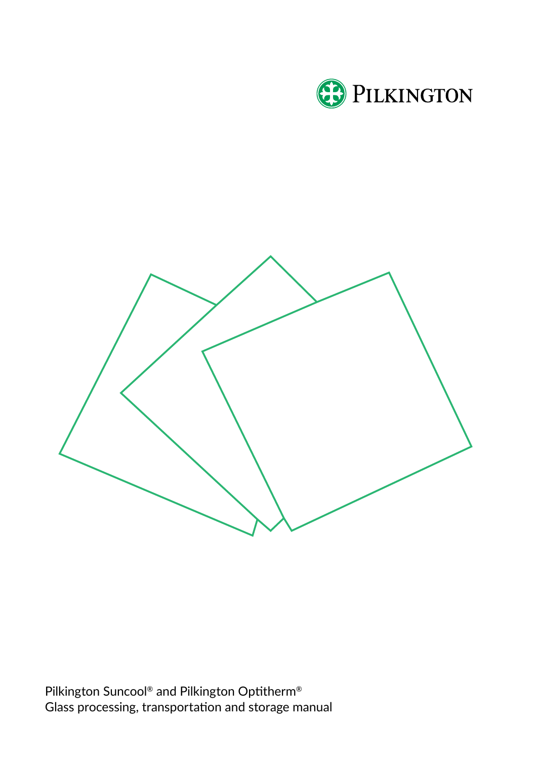PILKINGTON

Pilkington Suncool® and Pilkington Optitherm®
Glass processing, transportation and storage manual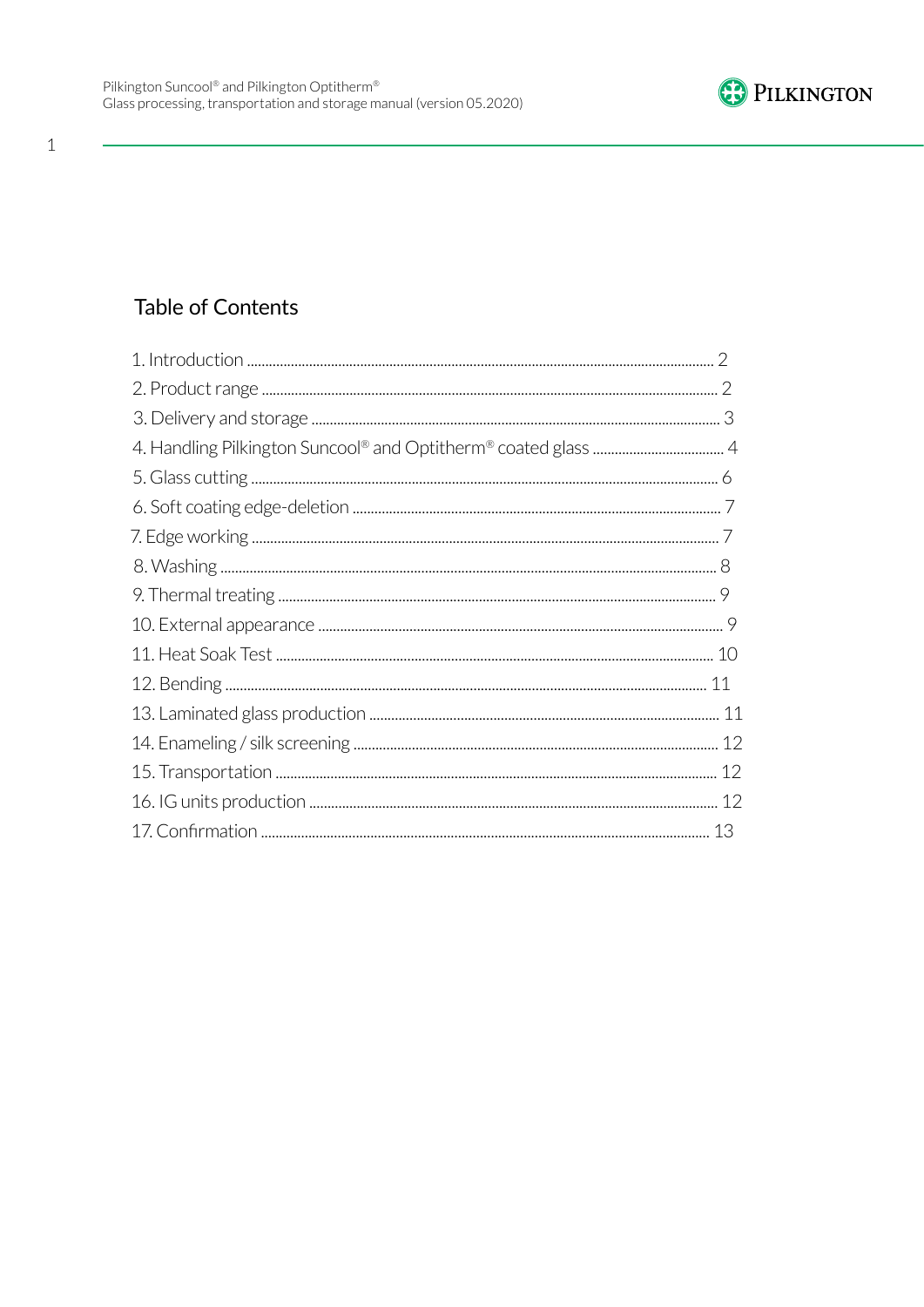## Table of Contents

1. Introduction ........ 2
2. Product range ........ 2
3. Delivery and storage ........ 3
4. Handling Pilkington Suncool® and Optitherm® coated glass ........ 4
5. Glass cutting ........ 6
6. Soft coating edge-deletion ........ 7
7. Edge working ........ 7
8. Washing ........ 8
9. Thermal treating ........ 9
10. External appearance ........ 9
11. Heat Soak Test ........ 10
12. Bending ........ 11
13. Laminated glass production ........ 11
14. Enameling / silk screening ........ 12
15. Transportation ........ 12
16. IG units production ........ 12
17. Confirmation ........ 13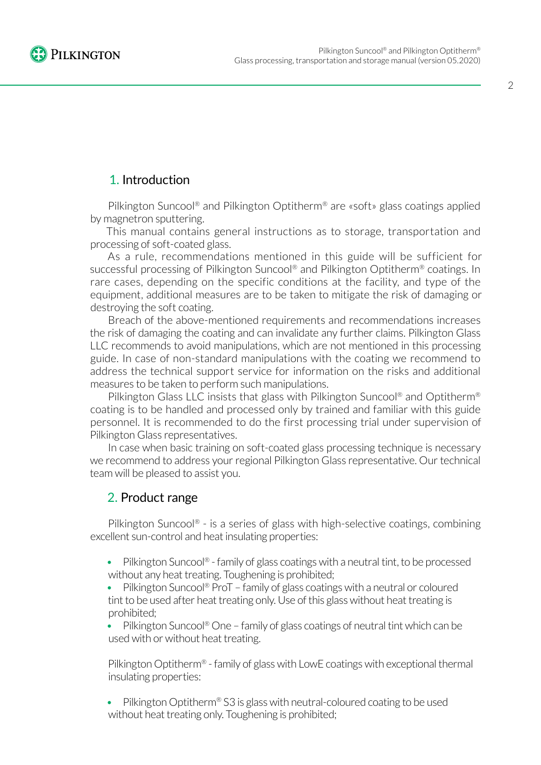## 1. Introduction

Pilkington Suncool® and Pilkington Optitherm® are «soft» glass coatings applied by magnetron sputtering.

This manual contains general instructions as to storage, transportation and processing of soft-coated glass.

As a rule, recommendations mentioned in this guide will be sufficient for successful processing of Pilkington Suncool® and Pilkington Optitherm® coatings. In rare cases, depending on the specific conditions at the facility, and type of the equipment, additional measures are to be taken to mitigate the risk of damaging or destroying the soft coating.

Breach of the above-mentioned requirements and recommendations increases the risk of damaging the coating and can invalidate any further claims. Pilkington Glass LLC recommends to avoid manipulations, which are not mentioned in this processing guide. In case of non-standard manipulations with the coating we recommend to address the technical support service for information on the risks and additional measures to be taken to perform such manipulations.

Pilkington Glass LLC insists that glass with Pilkington Suncool® and Optitherm® coating is to be handled and processed only by trained and familiar with this guide personnel. It is recommended to do the first processing trial under supervision of Pilkington Glass representatives.

In case when basic training on soft-coated glass processing technique is necessary we recommend to address your regional Pilkington Glass representative. Our technical team will be pleased to assist you.

## 2. Product range

Pilkington Suncool® - is a series of glass with high-selective coatings, combining excellent sun-control and heat insulating properties:

- Pilkington Suncool® - family of glass coatings with a neutral tint, to be processed without any heat treating. Toughening is prohibited;
- Pilkington Suncool® ProT – family of glass coatings with a neutral or coloured tint to be used after heat treating only. Use of this glass without heat treating is prohibited;
- Pilkington Suncool® One – family of glass coatings of neutral tint which can be used with or without heat treating.

Pilkington Optitherm® - family of glass with LowE coatings with exceptional thermal insulating properties:

- Pilkington Optitherm® S3 is glass with neutral-coloured coating to be used without heat treating only. Toughening is prohibited;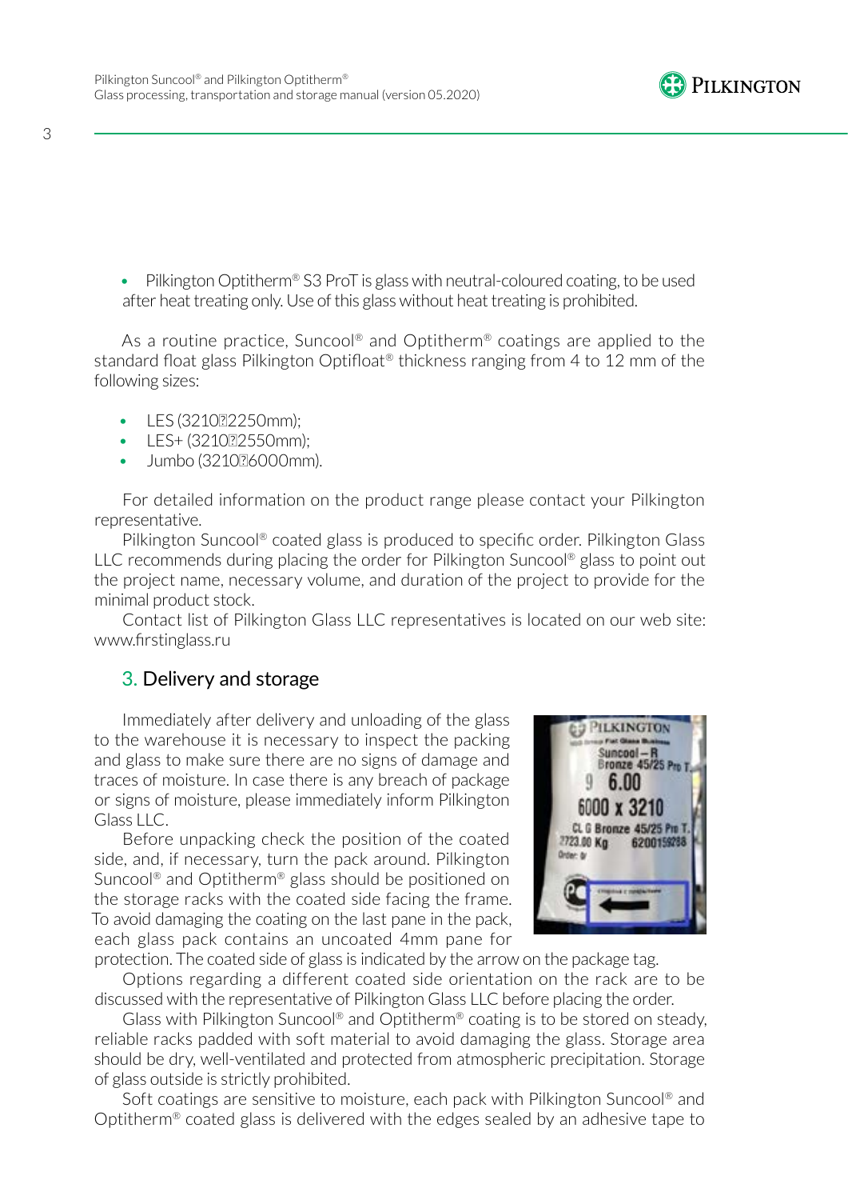- Pilkington Optitherm® S3 ProT is glass with neutral-coloured coating, to be used after heat treating only. Use of this glass without heat treating is prohibited.

As a routine practice, Suncool® and Optitherm® coatings are applied to the standard float glass Pilkington Optifloat® thickness ranging from 4 to 12 mm of the following sizes:

- LES (3210×2250mm);
- LES+ (3210×2550mm);
- Jumbo (3210×6000mm).

For detailed information on the product range please contact your Pilkington representative.

Pilkington Suncool® coated glass is produced to specific order. Pilkington Glass LLC recommends during placing the order for Pilkington Suncool® glass to point out the project name, necessary volume, and duration of the project to provide for the minimal product stock.

Contact list of Pilkington Glass LLC representatives is located on our web site: www.firstinglass.ru

## 3. Delivery and storage

Immediately after delivery and unloading of the glass to the warehouse it is necessary to inspect the packing and glass to make sure there are no signs of damage and traces of moisture. In case there is any breach of package or signs of moisture, please immediately inform Pilkington Glass LLC.

Before unpacking check the position of the coated side, and, if necessary, turn the pack around. Pilkington Suncool® and Optitherm® glass should be positioned on the storage racks with the coated side facing the frame. To avoid damaging the coating on the last pane in the pack, each glass pack contains an uncoated 4mm pane for protection. The coated side of glass is indicated by the arrow on the package tag.

Options regarding a different coated side orientation on the rack are to be discussed with the representative of Pilkington Glass LLC before placing the order.

Glass with Pilkington Suncool® and Optitherm® coating is to be stored on steady, reliable racks padded with soft material to avoid damaging the glass. Storage area should be dry, well-ventilated and protected from atmospheric precipitation. Storage of glass outside is strictly prohibited.

Soft coatings are sensitive to moisture, each pack with Pilkington Suncool® and Optitherm® coated glass is delivered with the edges sealed by an adhesive tape to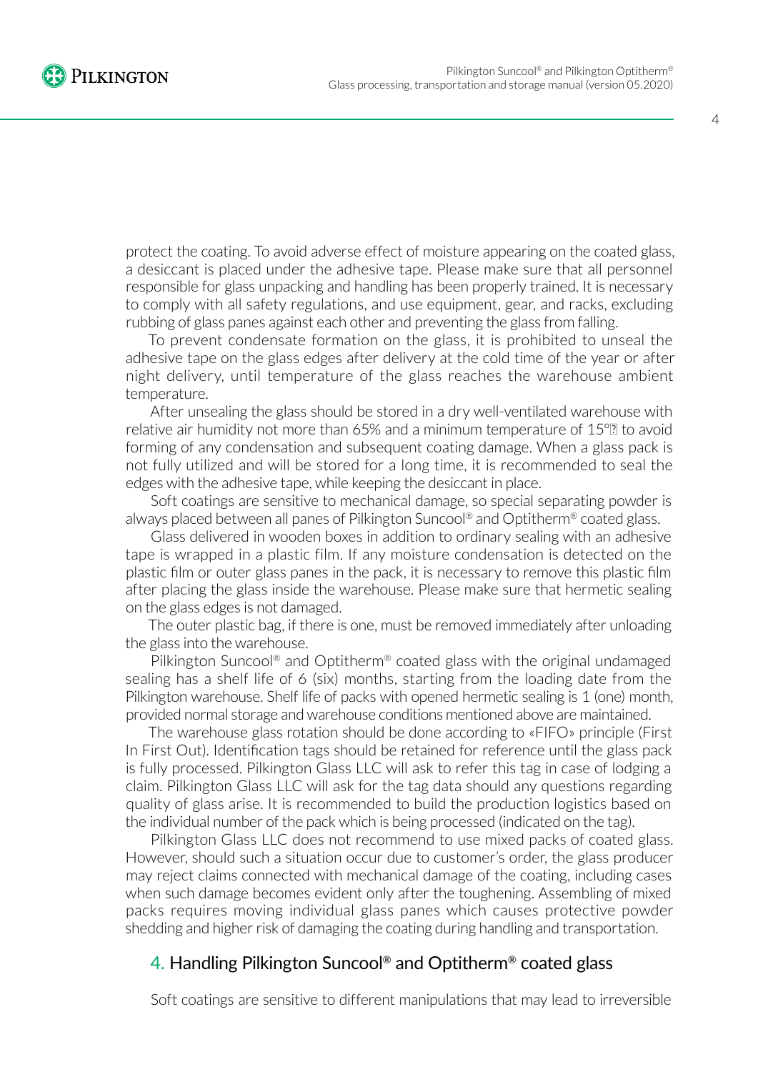protect the coating. To avoid adverse effect of moisture appearing on the coated glass, a desiccant is placed under the adhesive tape. Please make sure that all personnel responsible for glass unpacking and handling has been properly trained. It is necessary to comply with all safety regulations, and use equipment, gear, and racks, excluding rubbing of glass panes against each other and preventing the glass from falling.

To prevent condensate formation on the glass, it is prohibited to unseal the adhesive tape on the glass edges after delivery at the cold time of the year or after night delivery, until temperature of the glass reaches the warehouse ambient temperature.

After unsealing the glass should be stored in a dry well-ventilated warehouse with relative air humidity not more than 65% and a minimum temperature of 15°� to avoid forming of any condensation and subsequent coating damage. When a glass pack is not fully utilized and will be stored for a long time, it is recommended to seal the edges with the adhesive tape, while keeping the desiccant in place.

Soft coatings are sensitive to mechanical damage, so special separating powder is always placed between all panes of Pilkington Suncool® and Optitherm® coated glass.

Glass delivered in wooden boxes in addition to ordinary sealing with an adhesive tape is wrapped in a plastic film. If any moisture condensation is detected on the plastic film or outer glass panes in the pack, it is necessary to remove this plastic film after placing the glass inside the warehouse. Please make sure that hermetic sealing on the glass edges is not damaged.

The outer plastic bag, if there is one, must be removed immediately after unloading the glass into the warehouse.

Pilkington Suncool® and Optitherm® coated glass with the original undamaged sealing has a shelf life of 6 (six) months, starting from the loading date from the Pilkington warehouse. Shelf life of packs with opened hermetic sealing is 1 (one) month, provided normal storage and warehouse conditions mentioned above are maintained.

The warehouse glass rotation should be done according to «FIFO» principle (First In First Out). Identification tags should be retained for reference until the glass pack is fully processed. Pilkington Glass LLC will ask to refer this tag in case of lodging a claim. Pilkington Glass LLC will ask for the tag data should any questions regarding quality of glass arise. It is recommended to build the production logistics based on the individual number of the pack which is being processed (indicated on the tag).

Pilkington Glass LLC does not recommend to use mixed packs of coated glass. However, should such a situation occur due to customer's order, the glass producer may reject claims connected with mechanical damage of the coating, including cases when such damage becomes evident only after the toughening. Assembling of mixed packs requires moving individual glass panes which causes protective powder shedding and higher risk of damaging the coating during handling and transportation.

## 4. Handling Pilkington Suncool® and Optitherm® coated glass

Soft coatings are sensitive to different manipulations that may lead to irreversible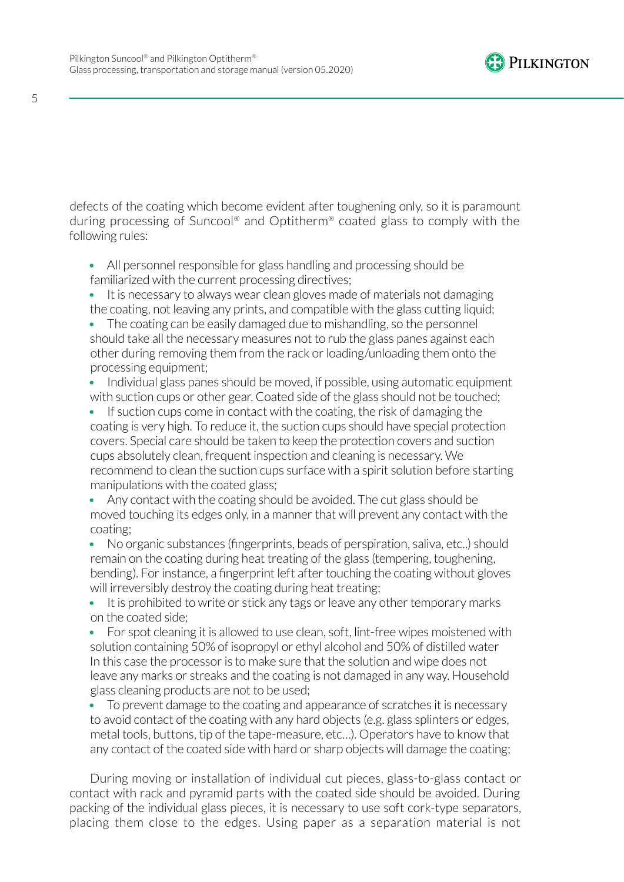defects of the coating which become evident after toughening only, so it is paramount during processing of Suncool® and Optitherm® coated glass to comply with the following rules:

- All personnel responsible for glass handling and processing should be familiarized with the current processing directives;
- It is necessary to always wear clean gloves made of materials not damaging the coating, not leaving any prints, and compatible with the glass cutting liquid;
- The coating can be easily damaged due to mishandling, so the personnel should take all the necessary measures not to rub the glass panes against each other during removing them from the rack or loading/unloading them onto the processing equipment;
- Individual glass panes should be moved, if possible, using automatic equipment with suction cups or other gear. Coated side of the glass should not be touched;
- If suction cups come in contact with the coating, the risk of damaging the coating is very high. To reduce it, the suction cups should have special protection covers. Special care should be taken to keep the protection covers and suction cups absolutely clean, frequent inspection and cleaning is necessary. We recommend to clean the suction cups surface with a spirit solution before starting manipulations with the coated glass;
- Any contact with the coating should be avoided. The cut glass should be moved touching its edges only, in a manner that will prevent any contact with the coating;
- No organic substances (fingerprints, beads of perspiration, saliva, etc..) should remain on the coating during heat treating of the glass (tempering, toughening, bending). For instance, a fingerprint left after touching the coating without gloves will irreversibly destroy the coating during heat treating;
- It is prohibited to write or stick any tags or leave any other temporary marks on the coated side;
- For spot cleaning it is allowed to use clean, soft, lint-free wipes moistened with solution containing 50% of isopropyl or ethyl alcohol and 50% of distilled water In this case the processor is to make sure that the solution and wipe does not leave any marks or streaks and the coating is not damaged in any way. Household glass cleaning products are not to be used;
- To prevent damage to the coating and appearance of scratches it is necessary to avoid contact of the coating with any hard objects (e.g. glass splinters or edges, metal tools, buttons, tip of the tape-measure, etc…). Operators have to know that any contact of the coated side with hard or sharp objects will damage the coating;

During moving or installation of individual cut pieces, glass-to-glass contact or contact with rack and pyramid parts with the coated side should be avoided. During packing of the individual glass pieces, it is necessary to use soft cork-type separators, placing them close to the edges. Using paper as a separation material is not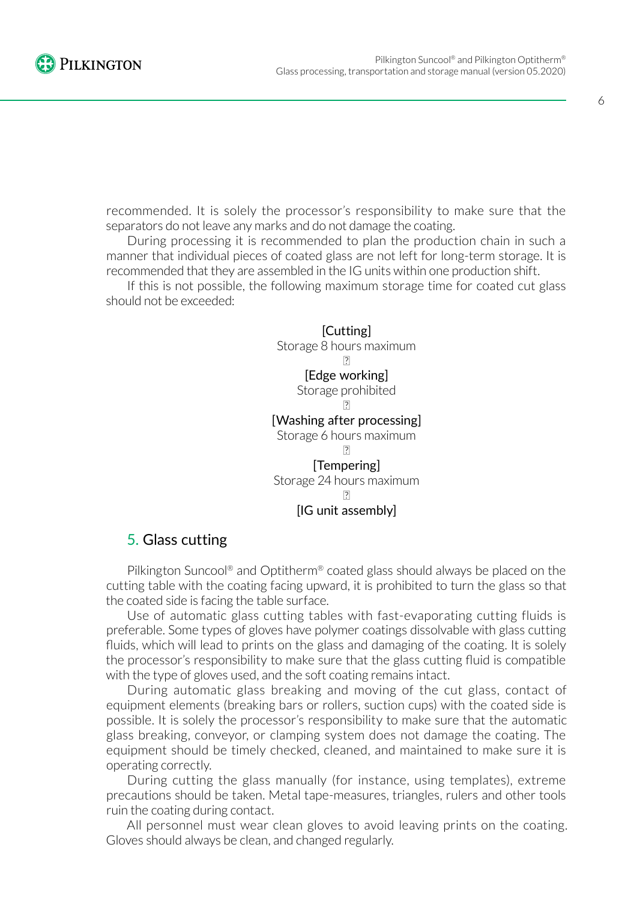recommended. It is solely the processor's responsibility to make sure that the separators do not leave any marks and do not damage the coating.

During processing it is recommended to plan the production chain in such a manner that individual pieces of coated glass are not left for long-term storage. It is recommended that they are assembled in the IG units within one production shift.

If this is not possible, the following maximum storage time for coated cut glass should not be exceeded:

[Cutting]
Storage 8 hours maximum
↓
[Edge working]
Storage prohibited
↓
[Washing after processing]
Storage 6 hours maximum
↓
[Tempering]
Storage 24 hours maximum
↓
[IG unit assembly]

## 5. Glass cutting

Pilkington Suncool® and Optitherm® coated glass should always be placed on the cutting table with the coating facing upward, it is prohibited to turn the glass so that the coated side is facing the table surface.

Use of automatic glass cutting tables with fast-evaporating cutting fluids is preferable. Some types of gloves have polymer coatings dissolvable with glass cutting fluids, which will lead to prints on the glass and damaging of the coating. It is solely the processor's responsibility to make sure that the glass cutting fluid is compatible with the type of gloves used, and the soft coating remains intact.

During automatic glass breaking and moving of the cut glass, contact of equipment elements (breaking bars or rollers, suction cups) with the coated side is possible. It is solely the processor's responsibility to make sure that the automatic glass breaking, conveyor, or clamping system does not damage the coating. The equipment should be timely checked, cleaned, and maintained to make sure it is operating correctly.

During cutting the glass manually (for instance, using templates), extreme precautions should be taken. Metal tape-measures, triangles, rulers and other tools ruin the coating during contact.

All personnel must wear clean gloves to avoid leaving prints on the coating. Gloves should always be clean, and changed regularly.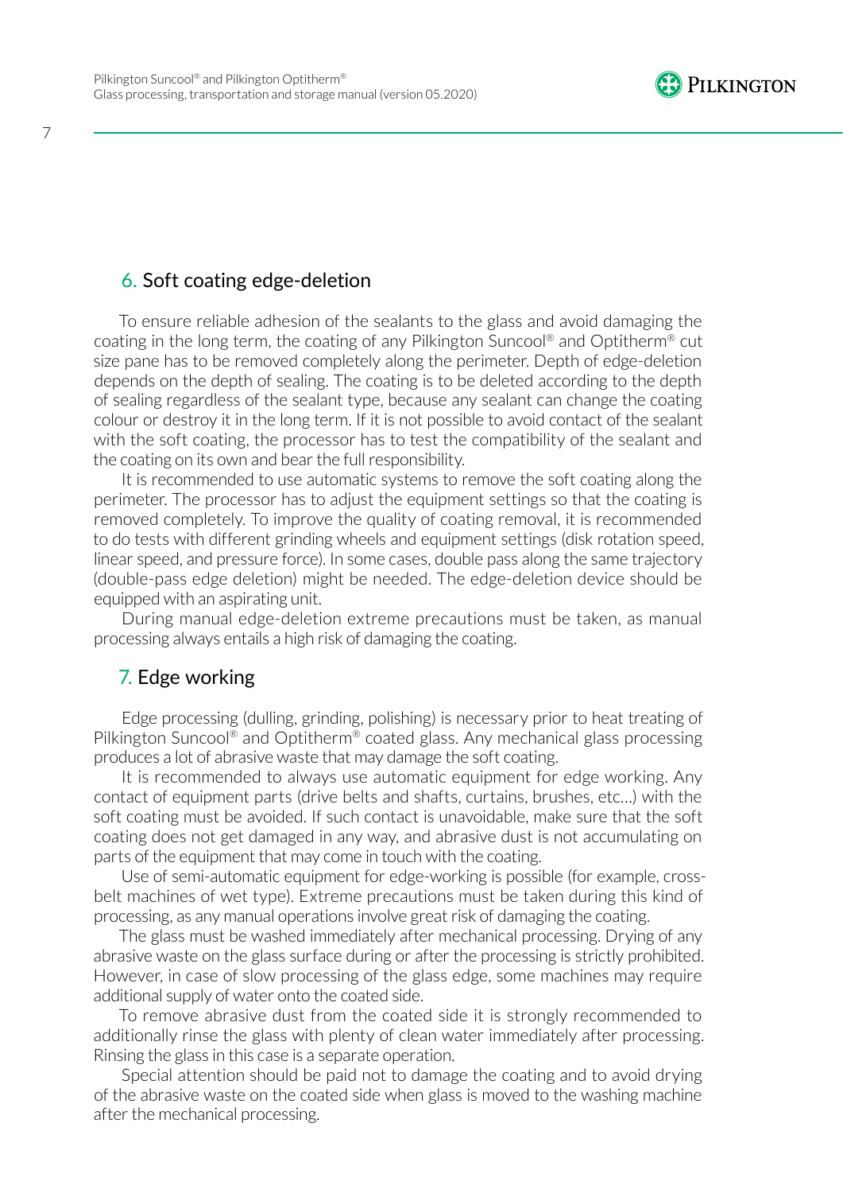## 6. Soft coating edge-deletion

To ensure reliable adhesion of the sealants to the glass and avoid damaging the coating in the long term, the coating of any Pilkington Suncool® and Optitherm® cut size pane has to be removed completely along the perimeter. Depth of edge-deletion depends on the depth of sealing. The coating is to be deleted according to the depth of sealing regardless of the sealant type, because any sealant can change the coating colour or destroy it in the long term. If it is not possible to avoid contact of the sealant with the soft coating, the processor has to test the compatibility of the sealant and the coating on its own and bear the full responsibility.

It is recommended to use automatic systems to remove the soft coating along the perimeter. The processor has to adjust the equipment settings so that the coating is removed completely. To improve the quality of coating removal, it is recommended to do tests with different grinding wheels and equipment settings (disk rotation speed, linear speed, and pressure force). In some cases, double pass along the same trajectory (double-pass edge deletion) might be needed. The edge-deletion device should be equipped with an aspirating unit.

During manual edge-deletion extreme precautions must be taken, as manual processing always entails a high risk of damaging the coating.

## 7. Edge working

Edge processing (dulling, grinding, polishing) is necessary prior to heat treating of Pilkington Suncool® and Optitherm® coated glass. Any mechanical glass processing produces a lot of abrasive waste that may damage the soft coating.

It is recommended to always use automatic equipment for edge working. Any contact of equipment parts (drive belts and shafts, curtains, brushes, etc...) with the soft coating must be avoided. If such contact is unavoidable, make sure that the soft coating does not get damaged in any way, and abrasive dust is not accumulating on parts of the equipment that may come in touch with the coating.

Use of semi-automatic equipment for edge-working is possible (for example, cross-belt machines of wet type). Extreme precautions must be taken during this kind of processing, as any manual operations involve great risk of damaging the coating.

The glass must be washed immediately after mechanical processing. Drying of any abrasive waste on the glass surface during or after the processing is strictly prohibited. However, in case of slow processing of the glass edge, some machines may require additional supply of water onto the coated side.

To remove abrasive dust from the coated side it is strongly recommended to additionally rinse the glass with plenty of clean water immediately after processing. Rinsing the glass in this case is a separate operation.

Special attention should be paid not to damage the coating and to avoid drying of the abrasive waste on the coated side when glass is moved to the washing machine after the mechanical processing.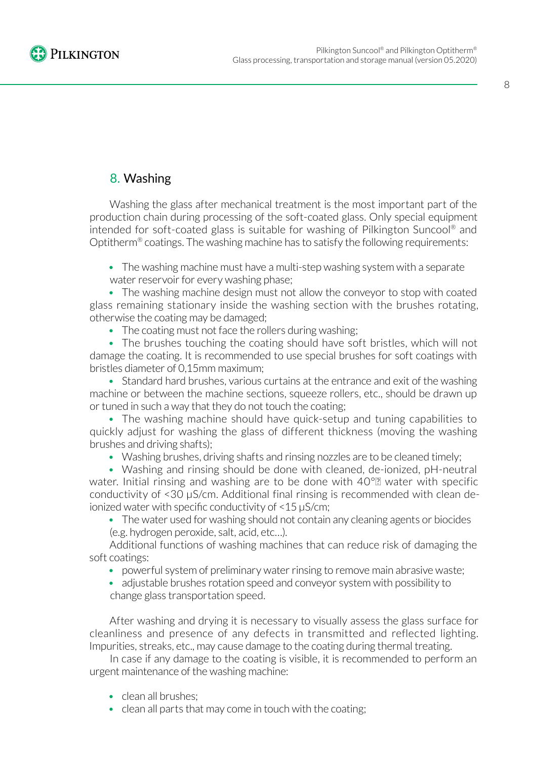## 8. Washing

Washing the glass after mechanical treatment is the most important part of the production chain during processing of the soft-coated glass. Only special equipment intended for soft-coated glass is suitable for washing of Pilkington Suncool® and Optitherm® coatings. The washing machine has to satisfy the following requirements:

- The washing machine must have a multi-step washing system with a separate water reservoir for every washing phase;
- The washing machine design must not allow the conveyor to stop with coated glass remaining stationary inside the washing section with the brushes rotating, otherwise the coating may be damaged;
- The coating must not face the rollers during washing;
- The brushes touching the coating should have soft bristles, which will not damage the coating. It is recommended to use special brushes for soft coatings with bristles diameter of 0,15mm maximum;
- Standard hard brushes, various curtains at the entrance and exit of the washing machine or between the machine sections, squeeze rollers, etc., should be drawn up or tuned in such a way that they do not touch the coating;
- The washing machine should have quick-setup and tuning capabilities to quickly adjust for washing the glass of different thickness (moving the washing brushes and driving shafts);
- Washing brushes, driving shafts and rinsing nozzles are to be cleaned timely;
- Washing and rinsing should be done with cleaned, de-ionized, pH-neutral water. Initial rinsing and washing are to be done with 40°� water with specific conductivity of <30 µS/cm. Additional final rinsing is recommended with clean de-ionized water with specific conductivity of <15 µS/cm;
- The water used for washing should not contain any cleaning agents or biocides (e.g. hydrogen peroxide, salt, acid, etc…).

Additional functions of washing machines that can reduce risk of damaging the soft coatings:

- powerful system of preliminary water rinsing to remove main abrasive waste;
- adjustable brushes rotation speed and conveyor system with possibility to change glass transportation speed.

After washing and drying it is necessary to visually assess the glass surface for cleanliness and presence of any defects in transmitted and reflected lighting. Impurities, streaks, etc., may cause damage to the coating during thermal treating.

In case if any damage to the coating is visible, it is recommended to perform an urgent maintenance of the washing machine:

- clean all brushes;
- clean all parts that may come in touch with the coating;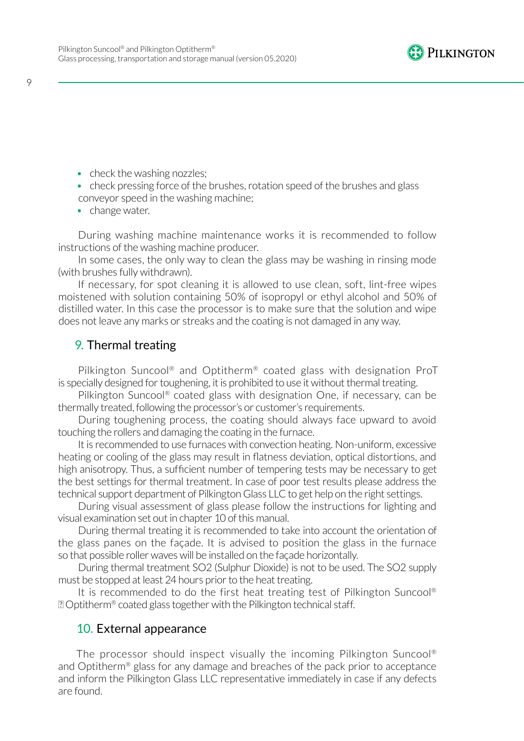- check the washing nozzles;
- check pressing force of the brushes, rotation speed of the brushes and glass conveyor speed in the washing machine;
- change water.

During washing machine maintenance works it is recommended to follow instructions of the washing machine producer.

In some cases, the only way to clean the glass may be washing in rinsing mode (with brushes fully withdrawn).

If necessary, for spot cleaning it is allowed to use clean, soft, lint-free wipes moistened with solution containing 50% of isopropyl or ethyl alcohol and 50% of distilled water. In this case the processor is to make sure that the solution and wipe does not leave any marks or streaks and the coating is not damaged in any way.

## 9. Thermal treating

Pilkington Suncool® and Optitherm® coated glass with designation ProT is specially designed for toughening, it is prohibited to use it without thermal treating.

Pilkington Suncool® coated glass with designation One, if necessary, can be thermally treated, following the processor's or customer's requirements.

During toughening process, the coating should always face upward to avoid touching the rollers and damaging the coating in the furnace.

It is recommended to use furnaces with convection heating. Non-uniform, excessive heating or cooling of the glass may result in flatness deviation, optical distortions, and high anisotropy. Thus, a sufficient number of tempering tests may be necessary to get the best settings for thermal treatment. In case of poor test results please address the technical support department of Pilkington Glass LLC to get help on the right settings.

During visual assessment of glass please follow the instructions for lighting and visual examination set out in chapter 10 of this manual.

During thermal treating it is recommended to take into account the orientation of the glass panes on the façade. It is advised to position the glass in the furnace so that possible roller waves will be installed on the façade horizontally.

During thermal treatment $SO_2$ (Sulphur Dioxide) is not to be used. The $SO_2$ supply must be stopped at least 24 hours prior to the heat treating.

It is recommended to do the first heat treating test of Pilkington Suncool® � Optitherm® coated glass together with the Pilkington technical staff.

## 10. External appearance

The processor should inspect visually the incoming Pilkington Suncool® and Optitherm® glass for any damage and breaches of the pack prior to acceptance and inform the Pilkington Glass LLC representative immediately in case if any defects are found.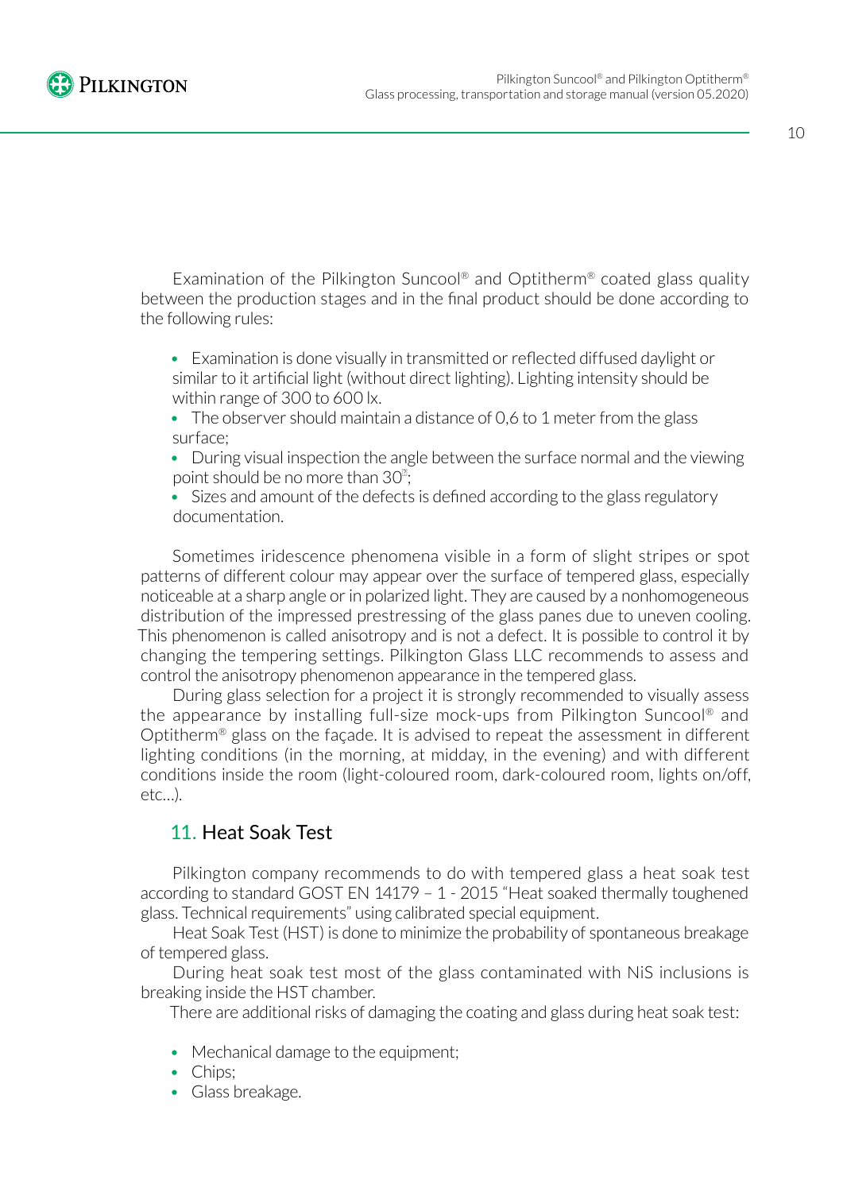Examination of the Pilkington Suncool® and Optitherm® coated glass quality between the production stages and in the final product should be done according to the following rules:

- Examination is done visually in transmitted or reflected diffused daylight or similar to it artificial light (without direct lighting). Lighting intensity should be within range of 300 to 600 lx.
- The observer should maintain a distance of 0,6 to 1 meter from the glass surface;
- During visual inspection the angle between the surface normal and the viewing point should be no more than 30°;
- Sizes and amount of the defects is defined according to the glass regulatory documentation.

Sometimes iridescence phenomena visible in a form of slight stripes or spot patterns of different colour may appear over the surface of tempered glass, especially noticeable at a sharp angle or in polarized light. They are caused by a nonhomogeneous distribution of the impressed prestressing of the glass panes due to uneven cooling. This phenomenon is called anisotropy and is not a defect. It is possible to control it by changing the tempering settings. Pilkington Glass LLC recommends to assess and control the anisotropy phenomenon appearance in the tempered glass.

During glass selection for a project it is strongly recommended to visually assess the appearance by installing full-size mock-ups from Pilkington Suncool® and Optitherm® glass on the façade. It is advised to repeat the assessment in different lighting conditions (in the morning, at midday, in the evening) and with different conditions inside the room (light-coloured room, dark-coloured room, lights on/off, etc…).

## 11. Heat Soak Test

Pilkington company recommends to do with tempered glass a heat soak test according to standard GOST EN 14179 – 1 - 2015 "Heat soaked thermally toughened glass. Technical requirements" using calibrated special equipment.

Heat Soak Test (HST) is done to minimize the probability of spontaneous breakage of tempered glass.

During heat soak test most of the glass contaminated with NiS inclusions is breaking inside the HST chamber.

There are additional risks of damaging the coating and glass during heat soak test:

- Mechanical damage to the equipment;
- Chips;
- Glass breakage.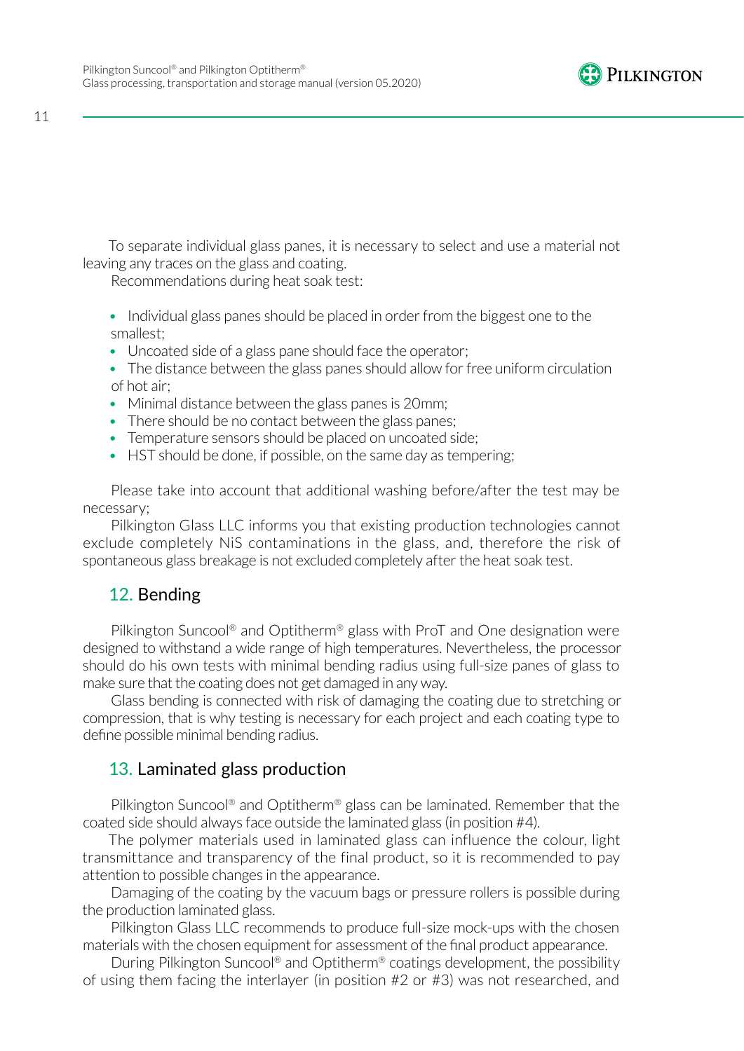To separate individual glass panes, it is necessary to select and use a material not leaving any traces on the glass and coating.

Recommendations during heat soak test:

- Individual glass panes should be placed in order from the biggest one to the smallest;
- Uncoated side of a glass pane should face the operator;
- The distance between the glass panes should allow for free uniform circulation of hot air;
- Minimal distance between the glass panes is 20mm;
- There should be no contact between the glass panes;
- Temperature sensors should be placed on uncoated side;
- HST should be done, if possible, on the same day as tempering;

Please take into account that additional washing before/after the test may be necessary;

Pilkington Glass LLC informs you that existing production technologies cannot exclude completely NiS contaminations in the glass, and, therefore the risk of spontaneous glass breakage is not excluded completely after the heat soak test.

## 12. Bending

Pilkington Suncool® and Optitherm® glass with ProT and One designation were designed to withstand a wide range of high temperatures. Nevertheless, the processor should do his own tests with minimal bending radius using full-size panes of glass to make sure that the coating does not get damaged in any way.

Glass bending is connected with risk of damaging the coating due to stretching or compression, that is why testing is necessary for each project and each coating type to define possible minimal bending radius.

## 13. Laminated glass production

Pilkington Suncool® and Optitherm® glass can be laminated. Remember that the coated side should always face outside the laminated glass (in position #4).

The polymer materials used in laminated glass can influence the colour, light transmittance and transparency of the final product, so it is recommended to pay attention to possible changes in the appearance.

Damaging of the coating by the vacuum bags or pressure rollers is possible during the production laminated glass.

Pilkington Glass LLC recommends to produce full-size mock-ups with the chosen materials with the chosen equipment for assessment of the final product appearance.

During Pilkington Suncool® and Optitherm® coatings development, the possibility of using them facing the interlayer (in position #2 or #3) was not researched, and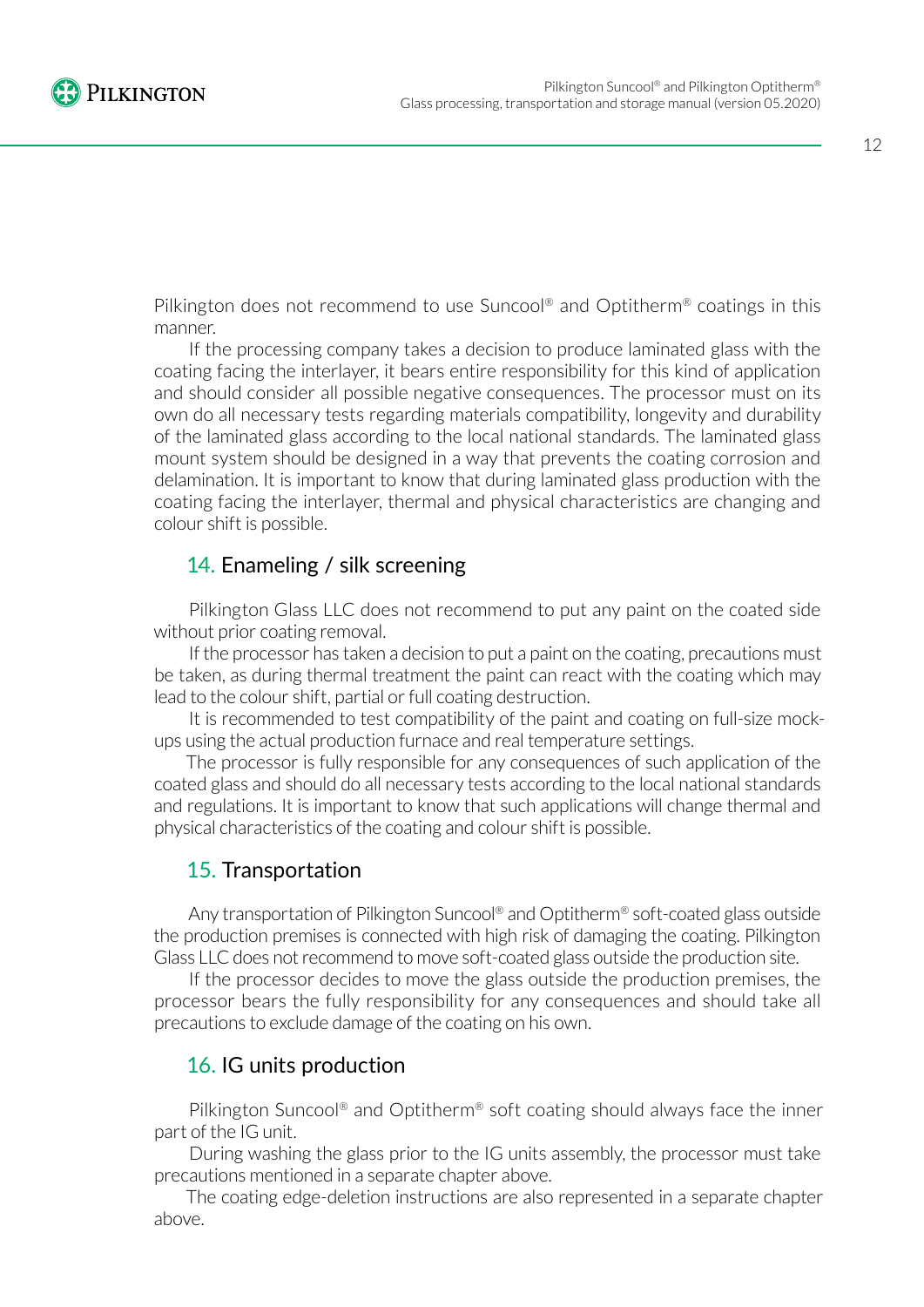Pilkington does not recommend to use Suncool® and Optitherm® coatings in this manner.

If the processing company takes a decision to produce laminated glass with the coating facing the interlayer, it bears entire responsibility for this kind of application and should consider all possible negative consequences. The processor must on its own do all necessary tests regarding materials compatibility, longevity and durability of the laminated glass according to the local national standards. The laminated glass mount system should be designed in a way that prevents the coating corrosion and delamination. It is important to know that during laminated glass production with the coating facing the interlayer, thermal and physical characteristics are changing and colour shift is possible.

## 14. Enameling / silk screening

Pilkington Glass LLC does not recommend to put any paint on the coated side without prior coating removal.

If the processor has taken a decision to put a paint on the coating, precautions must be taken, as during thermal treatment the paint can react with the coating which may lead to the colour shift, partial or full coating destruction.

It is recommended to test compatibility of the paint and coating on full-size mock-ups using the actual production furnace and real temperature settings.

The processor is fully responsible for any consequences of such application of the coated glass and should do all necessary tests according to the local national standards and regulations. It is important to know that such applications will change thermal and physical characteristics of the coating and colour shift is possible.

## 15. Transportation

Any transportation of Pilkington Suncool® and Optitherm® soft-coated glass outside the production premises is connected with high risk of damaging the coating. Pilkington Glass LLC does not recommend to move soft-coated glass outside the production site.

If the processor decides to move the glass outside the production premises, the processor bears the fully responsibility for any consequences and should take all precautions to exclude damage of the coating on his own.

## 16. IG units production

Pilkington Suncool® and Optitherm® soft coating should always face the inner part of the IG unit.

During washing the glass prior to the IG units assembly, the processor must take precautions mentioned in a separate chapter above.

The coating edge-deletion instructions are also represented in a separate chapter above.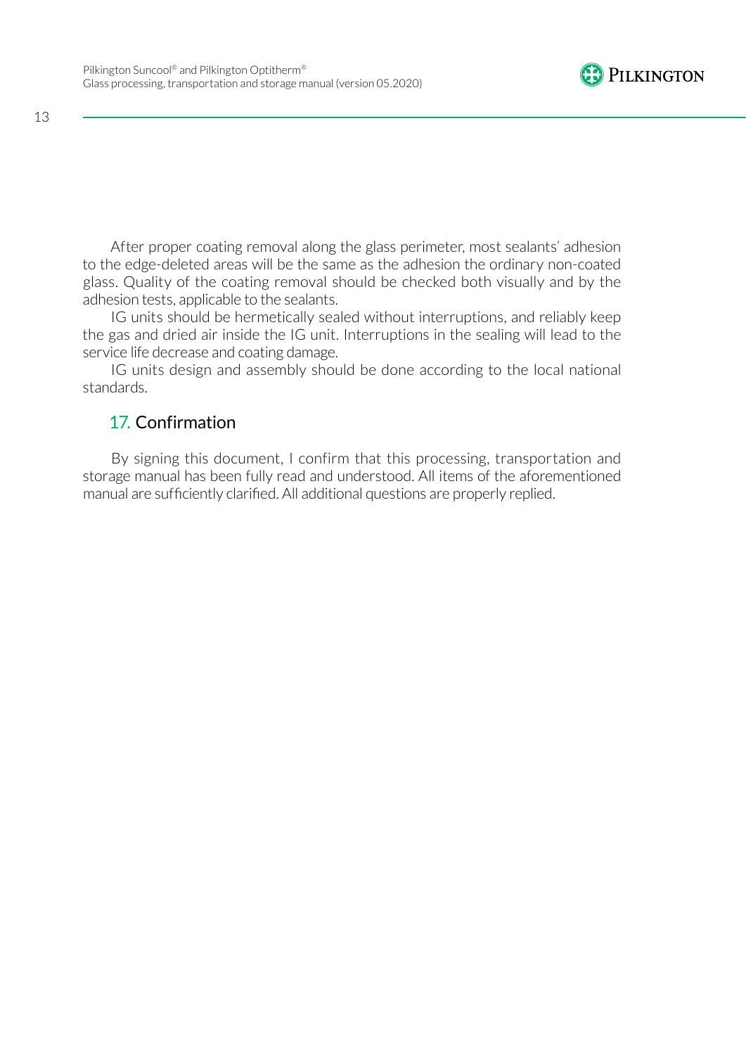After proper coating removal along the glass perimeter, most sealants' adhesion to the edge-deleted areas will be the same as the adhesion the ordinary non-coated glass. Quality of the coating removal should be checked both visually and by the adhesion tests, applicable to the sealants.

IG units should be hermetically sealed without interruptions, and reliably keep the gas and dried air inside the IG unit. Interruptions in the sealing will lead to the service life decrease and coating damage.

IG units design and assembly should be done according to the local national standards.

## 17. Confirmation

By signing this document, I confirm that this processing, transportation and storage manual has been fully read and understood. All items of the aforementioned manual are sufficiently clarified. All additional questions are properly replied.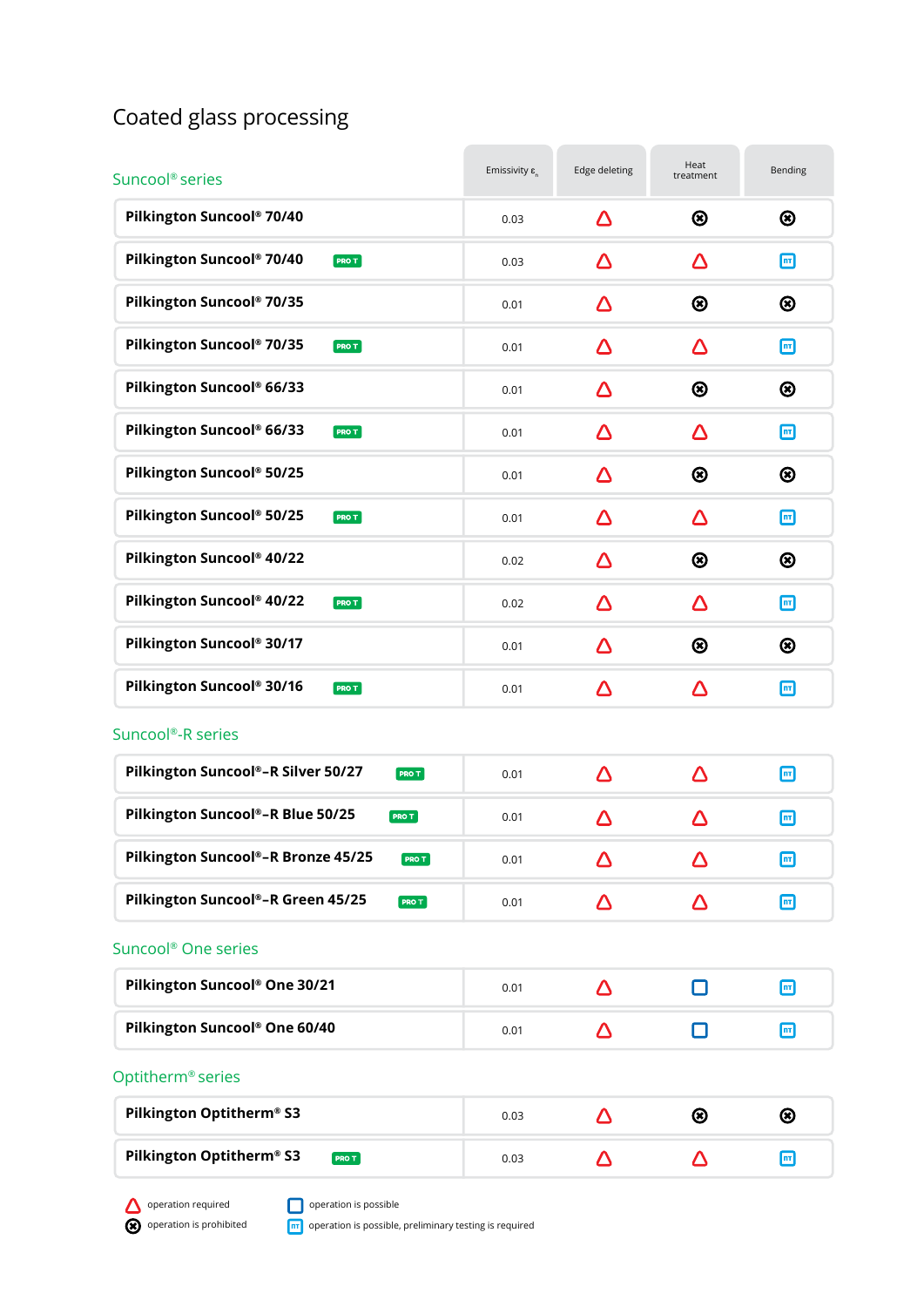# Coated glass processing

## Suncool® series

| | Emissivity $\varepsilon_n$ | Edge deleting | Heat treatment | Bending |
|---|---|---|---|---|
| Pilkington Suncool® 70/40 | 0.03 | operation required | operation is prohibited | operation is prohibited |
| Pilkington Suncool® 70/40 PRO T | 0.03 | operation required | operation required | operation is possible, preliminary testing is required |
| Pilkington Suncool® 70/35 | 0.01 | operation required | operation is prohibited | operation is prohibited |
| Pilkington Suncool® 70/35 PRO T | 0.01 | operation required | operation required | operation is possible, preliminary testing is required |
| Pilkington Suncool® 66/33 | 0.01 | operation required | operation is prohibited | operation is prohibited |
| Pilkington Suncool® 66/33 PRO T | 0.01 | operation required | operation required | operation is possible, preliminary testing is required |
| Pilkington Suncool® 50/25 | 0.01 | operation required | operation is prohibited | operation is prohibited |
| Pilkington Suncool® 50/25 PRO T | 0.01 | operation required | operation required | operation is possible, preliminary testing is required |
| Pilkington Suncool® 40/22 | 0.02 | operation required | operation is prohibited | operation is prohibited |
| Pilkington Suncool® 40/22 PRO T | 0.02 | operation required | operation required | operation is possible, preliminary testing is required |
| Pilkington Suncool® 30/17 | 0.01 | operation required | operation is prohibited | operation is prohibited |
| Pilkington Suncool® 30/16 PRO T | 0.01 | operation required | operation required | operation is possible, preliminary testing is required |

## Suncool®-R series

| | Emissivity $\varepsilon_n$ | Edge deleting | Heat treatment | Bending |
|---|---|---|---|---|
| Pilkington Suncool®–R Silver 50/27 PRO T | 0.01 | operation required | operation required | operation is possible, preliminary testing is required |
| Pilkington Suncool®–R Blue 50/25 PRO T | 0.01 | operation required | operation required | operation is possible, preliminary testing is required |
| Pilkington Suncool®–R Bronze 45/25 PRO T | 0.01 | operation required | operation required | operation is possible, preliminary testing is required |
| Pilkington Suncool®–R Green 45/25 PRO T | 0.01 | operation required | operation required | operation is possible, preliminary testing is required |

## Suncool® One series

| | Emissivity $\varepsilon_n$ | Edge deleting | Heat treatment | Bending |
|---|---|---|---|---|
| Pilkington Suncool® One 30/21 | 0.01 | operation required | operation is possible | operation is possible, preliminary testing is required |
| Pilkington Suncool® One 60/40 | 0.01 | operation required | operation is possible | operation is possible, preliminary testing is required |

## Optitherm® series

| | Emissivity $\varepsilon_n$ | Edge deleting | Heat treatment | Bending |
|---|---|---|---|---|
| Pilkington Optitherm® S3 | 0.03 | operation required | operation is prohibited | operation is prohibited |
| Pilkington Optitherm® S3 PRO T | 0.03 | operation required | operation required | operation is possible, preliminary testing is required |

- operation required
- operation is prohibited
- operation is possible
- operation is possible, preliminary testing is required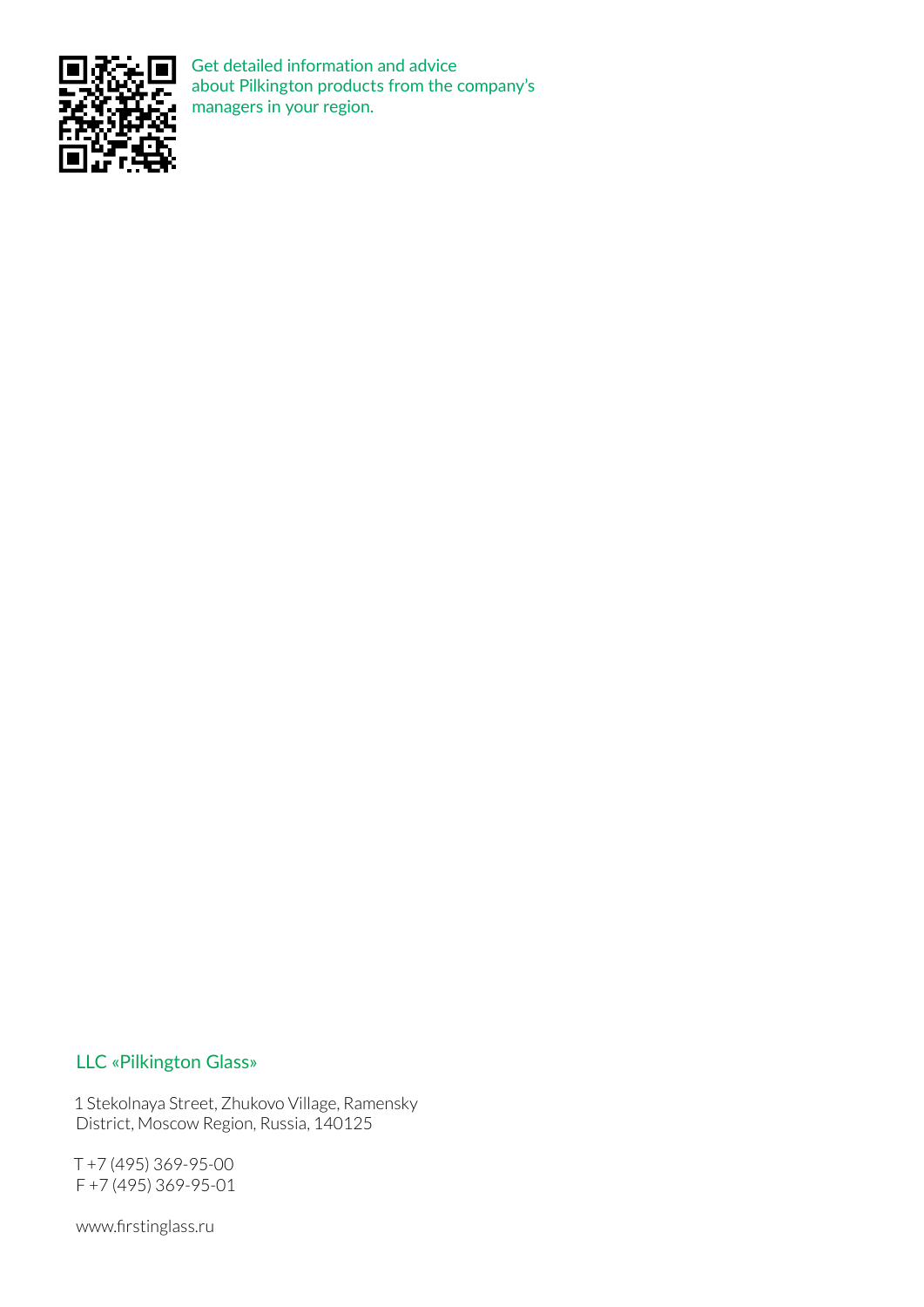Get detailed information and advice about Pilkington products from the company's managers in your region.

LLC «Pilkington Glass»

1 Stekolnaya Street, Zhukovo Village, Ramensky District, Moscow Region, Russia, 140125

T +7 (495) 369-95-00
F +7 (495) 369-95-01

www.firstinglass.ru